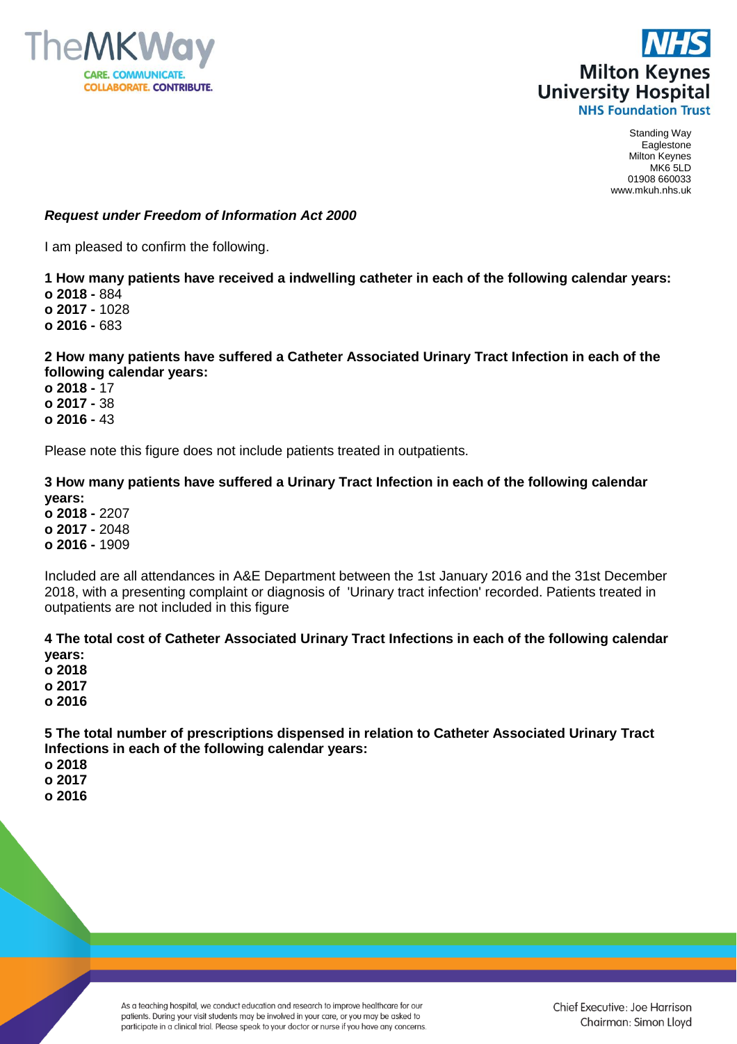Standing Way
Eaglestone
Milton Keynes
MK6 5LD
01908 660033
www.mkuh.nhs.uk

***Request under Freedom of Information Act 2000***

I am pleased to confirm the following.

**1 How many patients have received a indwelling catheter in each of the following calendar years:**

**o 2018 -** 884
**o 2017 -** 1028
**o 2016 -** 683

**2 How many patients have suffered a Catheter Associated Urinary Tract Infection in each of the following calendar years:**

**o 2018 -** 17
**o 2017 -** 38
**o 2016 -** 43

Please note this figure does not include patients treated in outpatients.

**3 How many patients have suffered a Urinary Tract Infection in each of the following calendar years:**

**o 2018 -** 2207
**o 2017 -** 2048
**o 2016 -** 1909

Included are all attendances in A&E Department between the 1st January 2016 and the 31st December 2018, with a presenting complaint or diagnosis of 'Urinary tract infection' recorded. Patients treated in outpatients are not included in this figure

**4 The total cost of Catheter Associated Urinary Tract Infections in each of the following calendar years:**

**o 2018**
**o 2017**
**o 2016**

**5 The total number of prescriptions dispensed in relation to Catheter Associated Urinary Tract Infections in each of the following calendar years:**

**o 2018**
**o 2017**
**o 2016**

As a teaching hospital, we conduct education and research to improve healthcare for our patients. During your visit students may be involved in your care, or you may be asked to participate in a clinical trial. Please speak to your doctor or nurse if you have any concerns.

Chief Executive: Joe Harrison
Chairman: Simon Lloyd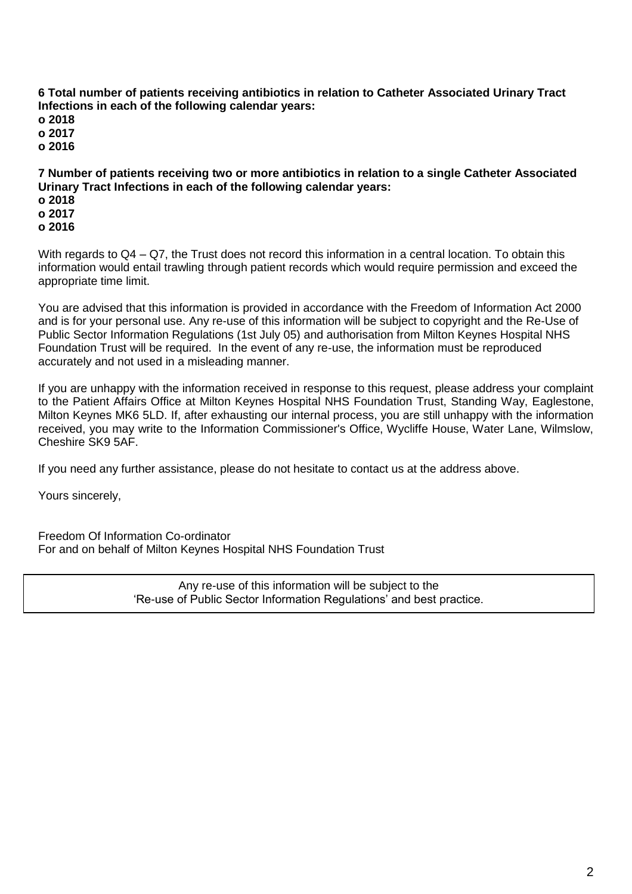**6 Total number of patients receiving antibiotics in relation to Catheter Associated Urinary Tract Infections in each of the following calendar years:**

- **2018**
- **2017**
- **2016**

**7 Number of patients receiving two or more antibiotics in relation to a single Catheter Associated Urinary Tract Infections in each of the following calendar years:**

- **2018**
- **2017**
- **2016**

With regards to Q4 – Q7, the Trust does not record this information in a central location. To obtain this information would entail trawling through patient records which would require permission and exceed the appropriate time limit.

You are advised that this information is provided in accordance with the Freedom of Information Act 2000 and is for your personal use. Any re-use of this information will be subject to copyright and the Re-Use of Public Sector Information Regulations (1st July 05) and authorisation from Milton Keynes Hospital NHS Foundation Trust will be required. In the event of any re-use, the information must be reproduced accurately and not used in a misleading manner.

If you are unhappy with the information received in response to this request, please address your complaint to the Patient Affairs Office at Milton Keynes Hospital NHS Foundation Trust, Standing Way, Eaglestone, Milton Keynes MK6 5LD. If, after exhausting our internal process, you are still unhappy with the information received, you may write to the Information Commissioner's Office, Wycliffe House, Water Lane, Wilmslow, Cheshire SK9 5AF.

If you need any further assistance, please do not hesitate to contact us at the address above.

Yours sincerely,

Freedom Of Information Co-ordinator
For and on behalf of Milton Keynes Hospital NHS Foundation Trust

Any re-use of this information will be subject to the
'Re-use of Public Sector Information Regulations' and best practice.